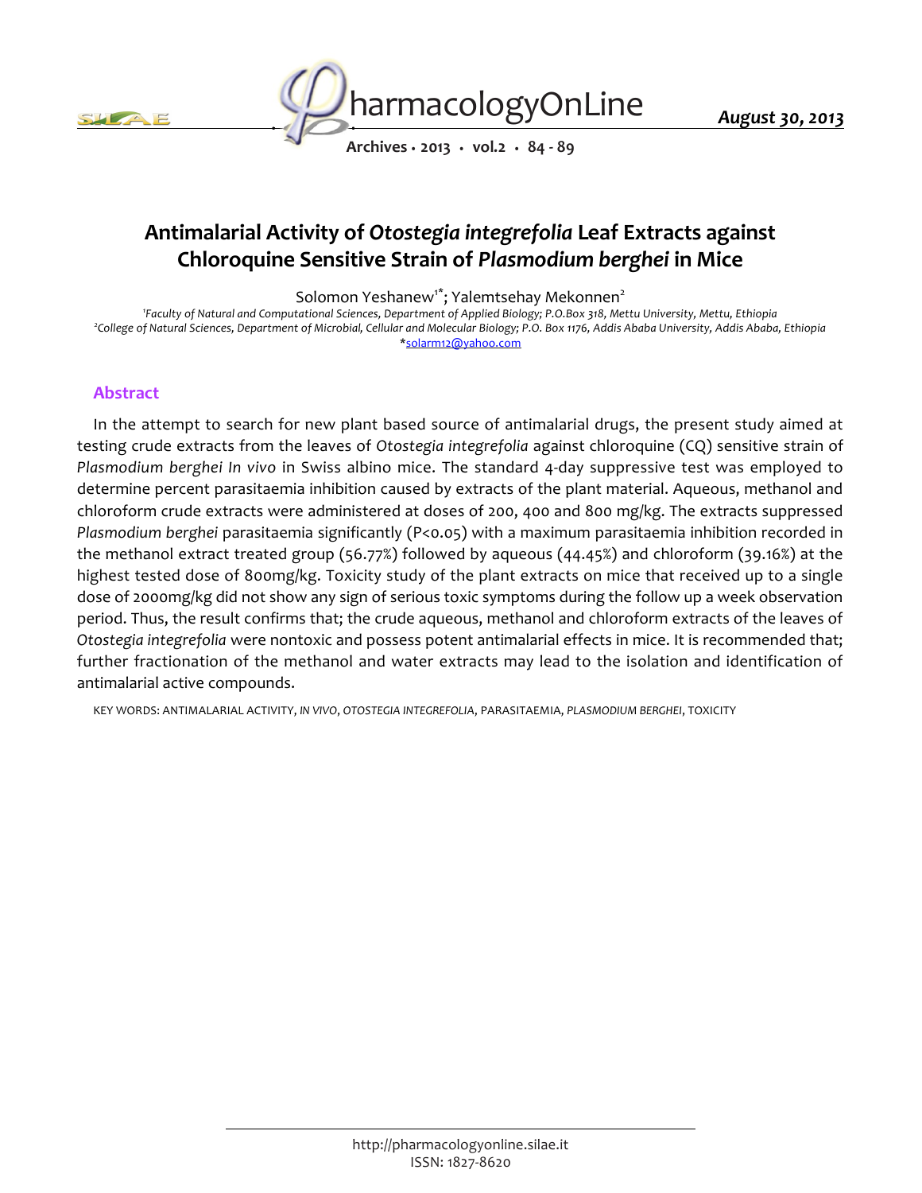# Antimalarial Activity of *Otostegia integrefolia* Leaf Extracts against Chloroquine Sensitive Strain of *Plasmodium berghei* in Mice

Solomon Yeshanew[1*]; Yalemtsehay Mekonnen[2]

[1]Faculty of Natural and Computational Sciences, Department of Applied Biology; P.O.Box 318, Mettu University, Mettu, Ethiopia
[2]College of Natural Sciences, Department of Microbial, Cellular and Molecular Biology; P.O. Box 1176, Addis Ababa University, Addis Ababa, Ethiopia
*solarm12@yahoo.com

## Abstract

In the attempt to search for new plant based source of antimalarial drugs, the present study aimed at testing crude extracts from the leaves of *Otostegia integrefolia* against chloroquine (CQ) sensitive strain of *Plasmodium berghei In vivo* in Swiss albino mice. The standard 4-day suppressive test was employed to determine percent parasitaemia inhibition caused by extracts of the plant material. Aqueous, methanol and chloroform crude extracts were administered at doses of 200, 400 and 800 mg/kg. The extracts suppressed *Plasmodium berghei* parasitaemia significantly ($P<0.05$) with a maximum parasitaemia inhibition recorded in the methanol extract treated group (56.77%) followed by aqueous (44.45%) and chloroform (39.16%) at the highest tested dose of 800mg/kg. Toxicity study of the plant extracts on mice that received up to a single dose of 2000mg/kg did not show any sign of serious toxic symptoms during the follow up a week observation period. Thus, the result confirms that; the crude aqueous, methanol and chloroform extracts of the leaves of *Otostegia integrefolia* were nontoxic and possess potent antimalarial effects in mice. It is recommended that; further fractionation of the methanol and water extracts may lead to the isolation and identification of antimalarial active compounds.

KEY WORDS: ANTIMALARIAL ACTIVITY, *IN VIVO*, *OTOSTEGIA INTEGREFOLIA*, PARASITAEMIA, *PLASMODIUM BERGHEI*, TOXICITY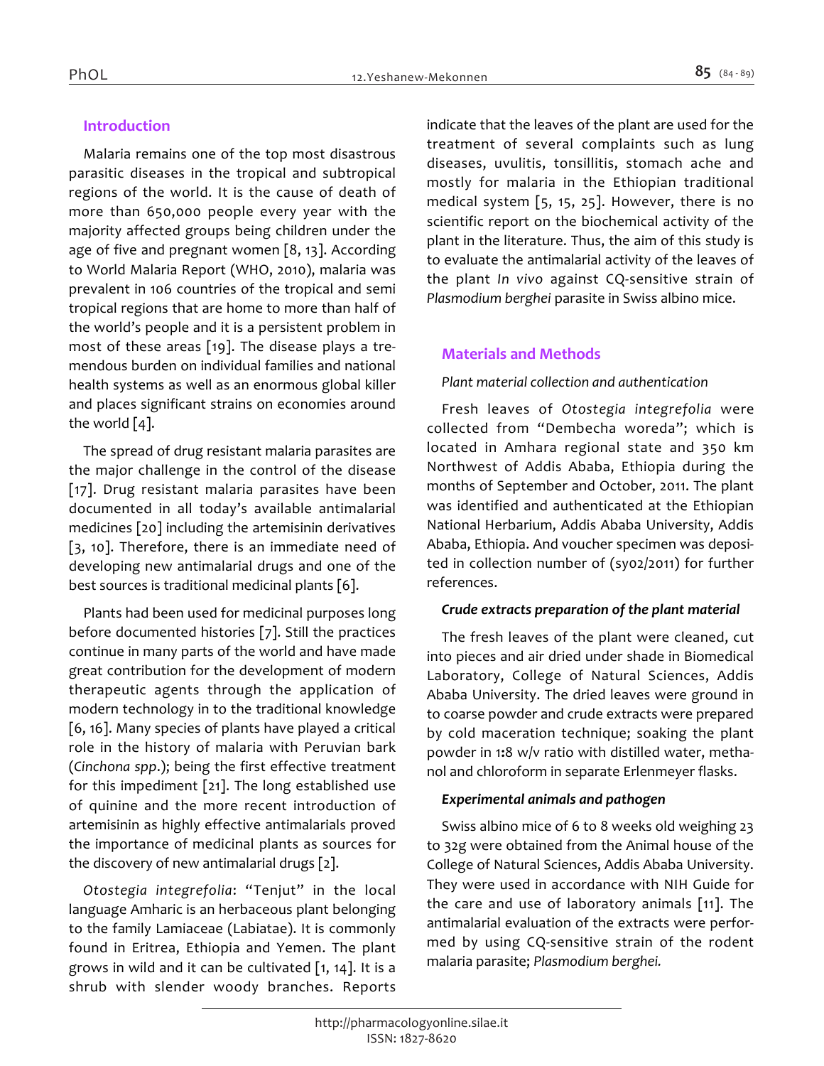## Introduction

Malaria remains one of the top most disastrous parasitic diseases in the tropical and subtropical regions of the world. It is the cause of death of more than 650,000 people every year with the majority affected groups being children under the age of five and pregnant women [8, 13]. According to World Malaria Report (WHO, 2010), malaria was prevalent in 106 countries of the tropical and semi tropical regions that are home to more than half of the world's people and it is a persistent problem in most of these areas [19]. The disease plays a tremendous burden on individual families and national health systems as well as an enormous global killer and places significant strains on economies around the world [4].

The spread of drug resistant malaria parasites are the major challenge in the control of the disease [17]. Drug resistant malaria parasites have been documented in all today's available antimalarial medicines [20] including the artemisinin derivatives [3, 10]. Therefore, there is an immediate need of developing new antimalarial drugs and one of the best sources is traditional medicinal plants [6].

Plants had been used for medicinal purposes long before documented histories [7]. Still the practices continue in many parts of the world and have made great contribution for the development of modern therapeutic agents through the application of modern technology in to the traditional knowledge [6, 16]. Many species of plants have played a critical role in the history of malaria with Peruvian bark (*Cinchona spp*.); being the first effective treatment for this impediment [21]. The long established use of quinine and the more recent introduction of artemisinin as highly effective antimalarials proved the importance of medicinal plants as sources for the discovery of new antimalarial drugs [2].

*Otostegia integrefolia*: "Tenjut" in the local language Amharic is an herbaceous plant belonging to the family Lamiaceae (Labiatae). It is commonly found in Eritrea, Ethiopia and Yemen. The plant grows in wild and it can be cultivated [1, 14]. It is a shrub with slender woody branches. Reports indicate that the leaves of the plant are used for the treatment of several complaints such as lung diseases, uvulitis, tonsillitis, stomach ache and mostly for malaria in the Ethiopian traditional medical system [5, 15, 25]. However, there is no scientific report on the biochemical activity of the plant in the literature. Thus, the aim of this study is to evaluate the antimalarial activity of the leaves of the plant *In vivo* against CQ-sensitive strain of *Plasmodium berghei* parasite in Swiss albino mice.

## Materials and Methods

*Plant material collection and authentication*

Fresh leaves of *Otostegia integrefolia* were collected from "Dembecha woreda"; which is located in Amhara regional state and 350 km Northwest of Addis Ababa, Ethiopia during the months of September and October, 2011. The plant was identified and authenticated at the Ethiopian National Herbarium, Addis Ababa University, Addis Ababa, Ethiopia. And voucher specimen was deposited in collection number of (sy02/2011) for further references.

***Crude extracts preparation of the plant material***

The fresh leaves of the plant were cleaned, cut into pieces and air dried under shade in Biomedical Laboratory, College of Natural Sciences, Addis Ababa University. The dried leaves were ground in to coarse powder and crude extracts were prepared by cold maceration technique; soaking the plant powder in 1:8 w/v ratio with distilled water, methanol and chloroform in separate Erlenmeyer flasks.

***Experimental animals and pathogen***

Swiss albino mice of 6 to 8 weeks old weighing 23 to 32g were obtained from the Animal house of the College of Natural Sciences, Addis Ababa University. They were used in accordance with NIH Guide for the care and use of laboratory animals [11]. The antimalarial evaluation of the extracts were performed by using CQ-sensitive strain of the rodent malaria parasite; *Plasmodium berghei.*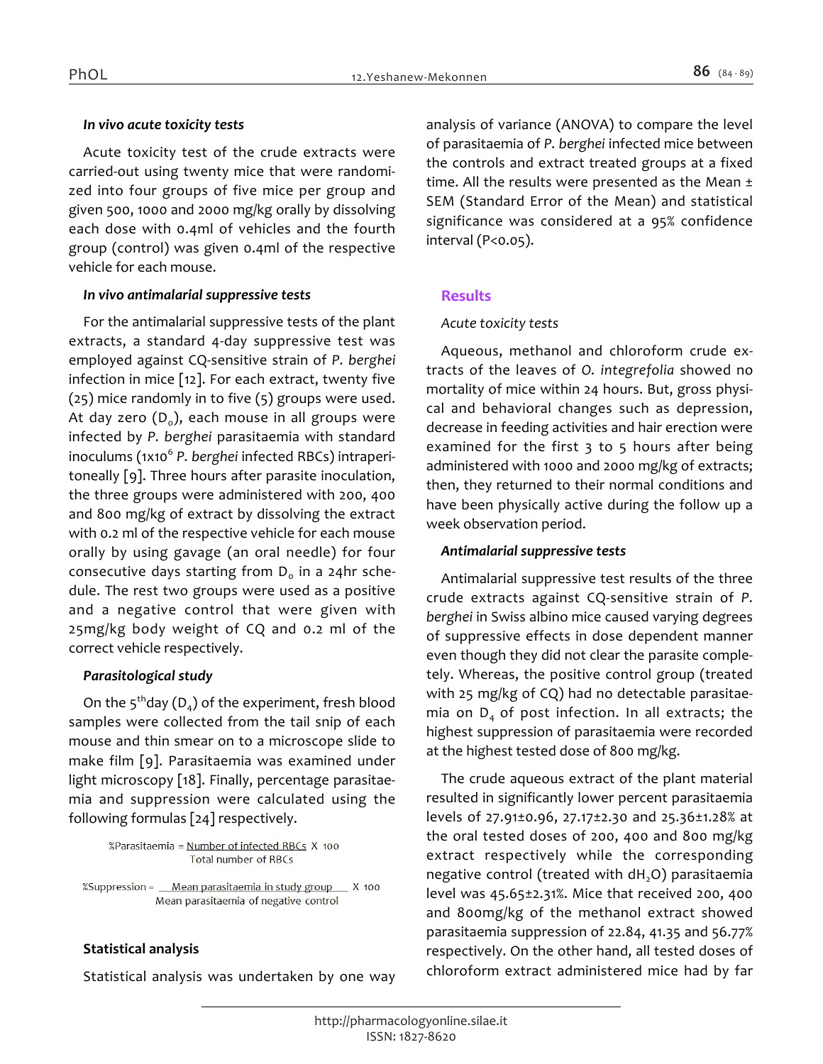### *In vivo acute toxicity tests*

Acute toxicity test of the crude extracts were carried-out using twenty mice that were randomized into four groups of five mice per group and given 500, 1000 and 2000 mg/kg orally by dissolving each dose with 0.4ml of vehicles and the fourth group (control) was given 0.4ml of the respective vehicle for each mouse.

### *In vivo antimalarial suppressive tests*

For the antimalarial suppressive tests of the plant extracts, a standard 4-day suppressive test was employed against CQ-sensitive strain of *P. berghei* infection in mice [12]. For each extract, twenty five (25) mice randomly in to five (5) groups were used. At day zero ($D_o$), each mouse in all groups were infected by *P. berghei* parasitaemia with standard inoculums ($1x10^6$ *P. berghei* infected RBCs) intraperitoneally [9]. Three hours after parasite inoculation, the three groups were administered with 200, 400 and 800 mg/kg of extract by dissolving the extract with 0.2 ml of the respective vehicle for each mouse orally by using gavage (an oral needle) for four consecutive days starting from $D_o$ in a 24hr schedule. The rest two groups were used as a positive and a negative control that were given with 25mg/kg body weight of CQ and 0.2 ml of the correct vehicle respectively.

### *Parasitological study*

On the $5^{th}$day ($D_4$) of the experiment, fresh blood samples were collected from the tail snip of each mouse and thin smear on to a microscope slide to make film [9]. Parasitaemia was examined under light microscopy [18]. Finally, percentage parasitaemia and suppression were calculated using the following formulas [24] respectively.

$$\%Parasitaemia = \frac{\text{Number of infected RBCs}}{\text{Total number of RBCs}} \times 100$$

$$\%Suppression = \frac{\text{Mean parasitaemia in study group}}{\text{Mean parasitaemia of negative control}} \times 100$$

### **Statistical analysis**

Statistical analysis was undertaken by one way analysis of variance (ANOVA) to compare the level of parasitaemia of *P. berghei* infected mice between the controls and extract treated groups at a fixed time. All the results were presented as the Mean ± SEM (Standard Error of the Mean) and statistical significance was considered at a 95% confidence interval (P<0.05).

## **Results**

### *Acute toxicity tests*

Aqueous, methanol and chloroform crude extracts of the leaves of *O. integrefolia* showed no mortality of mice within 24 hours. But, gross physical and behavioral changes such as depression, decrease in feeding activities and hair erection were examined for the first 3 to 5 hours after being administered with 1000 and 2000 mg/kg of extracts; then, they returned to their normal conditions and have been physically active during the follow up a week observation period.

### *Antimalarial suppressive tests*

Antimalarial suppressive test results of the three crude extracts against CQ-sensitive strain of *P. berghei* in Swiss albino mice caused varying degrees of suppressive effects in dose dependent manner even though they did not clear the parasite completely. Whereas, the positive control group (treated with 25 mg/kg of CQ) had no detectable parasitaemia on $D_4$ of post infection. In all extracts; the highest suppression of parasitaemia were recorded at the highest tested dose of 800 mg/kg.

The crude aqueous extract of the plant material resulted in significantly lower percent parasitaemia levels of 27.91±0.96, 27.17±2.30 and 25.36±1.28% at the oral tested doses of 200, 400 and 800 mg/kg extract respectively while the corresponding negative control (treated with $dH_2O$) parasitaemia level was 45.65±2.31%. Mice that received 200, 400 and 800mg/kg of the methanol extract showed parasitaemia suppression of 22.84, 41.35 and 56.77% respectively. On the other hand, all tested doses of chloroform extract administered mice had by far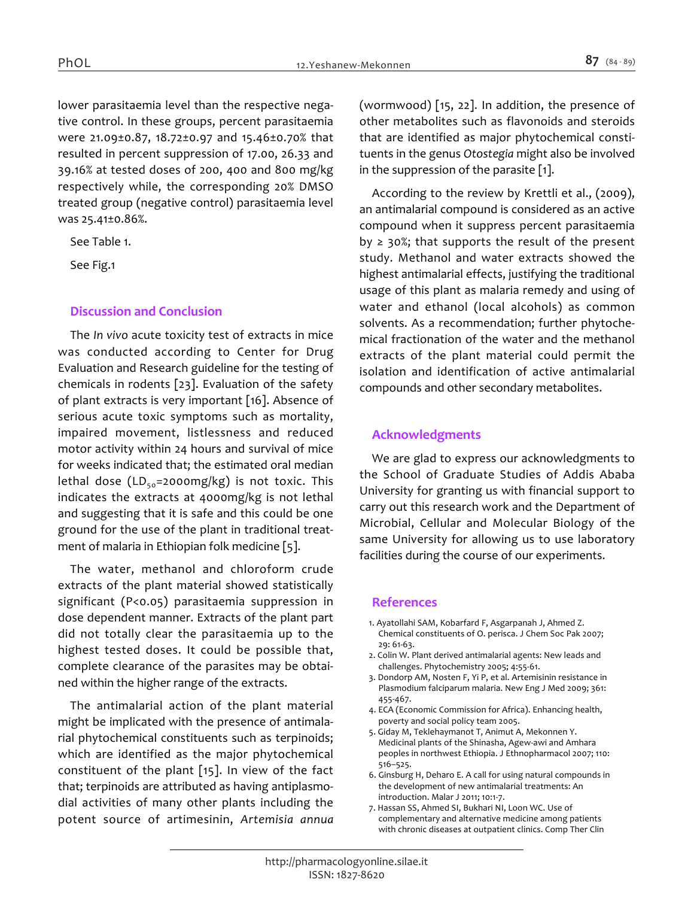lower parasitaemia level than the respective negative control. In these groups, percent parasitaemia were 21.09±0.87, 18.72±0.97 and 15.46±0.70% that resulted in percent suppression of 17.00, 26.33 and 39.16% at tested doses of 200, 400 and 800 mg/kg respectively while, the corresponding 20% DMSO treated group (negative control) parasitaemia level was 25.41±0.86%.

See Table 1.

See Fig.1

## Discussion and Conclusion

The *In vivo* acute toxicity test of extracts in mice was conducted according to Center for Drug Evaluation and Research guideline for the testing of chemicals in rodents [23]. Evaluation of the safety of plant extracts is very important [16]. Absence of serious acute toxic symptoms such as mortality, impaired movement, listlessness and reduced motor activity within 24 hours and survival of mice for weeks indicated that; the estimated oral median lethal dose ($LD_{50}$=2000mg/kg) is not toxic. This indicates the extracts at 4000mg/kg is not lethal and suggesting that it is safe and this could be one ground for the use of the plant in traditional treatment of malaria in Ethiopian folk medicine [5].

The water, methanol and chloroform crude extracts of the plant material showed statistically significant ($P<0.05$) parasitaemia suppression in dose dependent manner. Extracts of the plant part did not totally clear the parasitaemia up to the highest tested doses. It could be possible that, complete clearance of the parasites may be obtained within the higher range of the extracts.

The antimalarial action of the plant material might be implicated with the presence of antimalarial phytochemical constituents such as terpinoids; which are identified as the major phytochemical constituent of the plant [15]. In view of the fact that; terpinoids are attributed as having antiplasmodial activities of many other plants including the potent source of artimesinin, *Artemisia annua* (wormwood) [15, 22]. In addition, the presence of other metabolites such as flavonoids and steroids that are identified as major phytochemical constituents in the genus *Otostegia* might also be involved in the suppression of the parasite [1].

According to the review by Krettli et al., (2009), an antimalarial compound is considered as an active compound when it suppress percent parasitaemia by ≥ 30%; that supports the result of the present study. Methanol and water extracts showed the highest antimalarial effects, justifying the traditional usage of this plant as malaria remedy and using of water and ethanol (local alcohols) as common solvents. As a recommendation; further phytochemical fractionation of the water and the methanol extracts of the plant material could permit the isolation and identification of active antimalarial compounds and other secondary metabolites.

## Acknowledgments

We are glad to express our acknowledgments to the School of Graduate Studies of Addis Ababa University for granting us with financial support to carry out this research work and the Department of Microbial, Cellular and Molecular Biology of the same University for allowing us to use laboratory facilities during the course of our experiments.

## References

1. Ayatollahi SAM, Kobarfard F, Asgarpanah J, Ahmed Z. Chemical constituents of O. perisca. J Chem Soc Pak 2007; 29: 61-63.
2. Colin W. Plant derived antimalarial agents: New leads and challenges. Phytochemistry 2005; 4:55-61.
3. Dondorp AM, Nosten F, Yi P, et al. Artemisinin resistance in Plasmodium falciparum malaria. New Eng J Med 2009; 361: 455-467.
4. ECA (Economic Commission for Africa). Enhancing health, poverty and social policy team 2005.
5. Giday M, Teklehaymanot T, Animut A, Mekonnen Y. Medicinal plants of the Shinasha, Agew-awi and Amhara peoples in northwest Ethiopia. J Ethnopharmacol 2007; 110: 516–525.
6. Ginsburg H, Deharo E. A call for using natural compounds in the development of new antimalarial treatments: An introduction. Malar J 2011; 10:1-7.
7. Hassan SS, Ahmed SI, Bukhari NI, Loon WC. Use of complementary and alternative medicine among patients with chronic diseases at outpatient clinics. Comp Ther Clin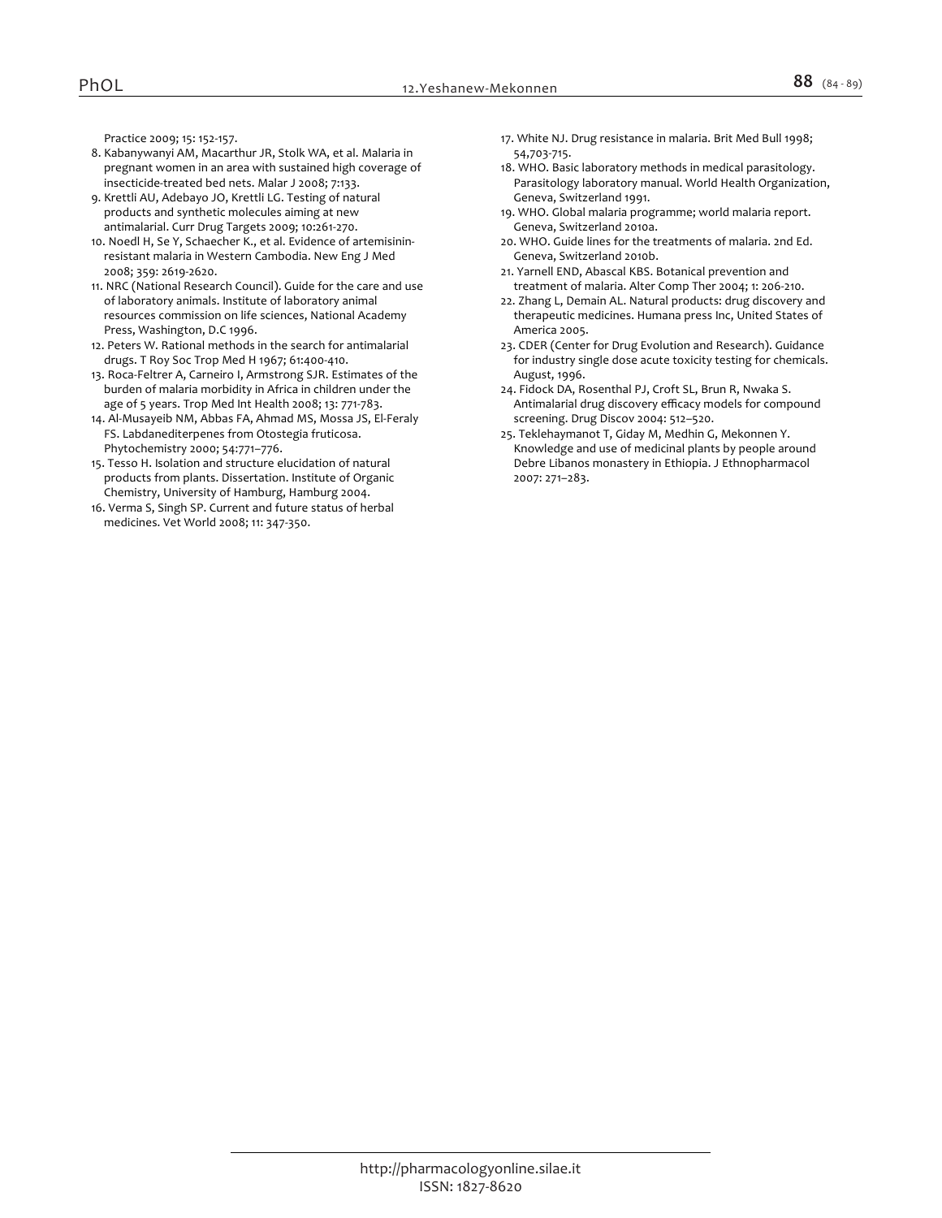Practice 2009; 15: 152-157.

8. Kabanywanyi AM, Macarthur JR, Stolk WA, et al. Malaria in pregnant women in an area with sustained high coverage of insecticide-treated bed nets. Malar J 2008; 7:133.
9. Krettli AU, Adebayo JO, Krettli LG. Testing of natural products and synthetic molecules aiming at new antimalarial. Curr Drug Targets 2009; 10:261-270.
10. Noedl H, Se Y, Schaecher K., et al. Evidence of artemisinin-resistant malaria in Western Cambodia. New Eng J Med 2008; 359: 2619-2620.
11. NRC (National Research Council). Guide for the care and use of laboratory animals. Institute of laboratory animal resources commission on life sciences, National Academy Press, Washington, D.C 1996.
12. Peters W. Rational methods in the search for antimalarial drugs. T Roy Soc Trop Med H 1967; 61:400-410.
13. Roca-Feltrer A, Carneiro I, Armstrong SJR. Estimates of the burden of malaria morbidity in Africa in children under the age of 5 years. Trop Med Int Health 2008; 13: 771-783.
14. Al-Musayeib NM, Abbas FA, Ahmad MS, Mossa JS, El-Feraly FS. Labdanediterpenes from Otostegia fruticosa. Phytochemistry 2000; 54:771–776.
15. Tesso H. Isolation and structure elucidation of natural products from plants. Dissertation. Institute of Organic Chemistry, University of Hamburg, Hamburg 2004.
16. Verma S, Singh SP. Current and future status of herbal medicines. Vet World 2008; 11: 347-350.
17. White NJ. Drug resistance in malaria. Brit Med Bull 1998; 54,703-715.
18. WHO. Basic laboratory methods in medical parasitology. Parasitology laboratory manual. World Health Organization, Geneva, Switzerland 1991.
19. WHO. Global malaria programme; world malaria report. Geneva, Switzerland 2010a.
20. WHO. Guide lines for the treatments of malaria. 2nd Ed. Geneva, Switzerland 2010b.
21. Yarnell END, Abascal KBS. Botanical prevention and treatment of malaria. Alter Comp Ther 2004; 1: 206-210.
22. Zhang L, Demain AL. Natural products: drug discovery and therapeutic medicines. Humana press Inc, United States of America 2005.
23. CDER (Center for Drug Evolution and Research). Guidance for industry single dose acute toxicity testing for chemicals. August, 1996.
24. Fidock DA, Rosenthal PJ, Croft SL, Brun R, Nwaka S. Antimalarial drug discovery efficacy models for compound screening. Drug Discov 2004: 512–520.
25. Teklehaymanot T, Giday M, Medhin G, Mekonnen Y. Knowledge and use of medicinal plants by people around Debre Libanos monastery in Ethiopia. J Ethnopharmacol 2007: 271–283.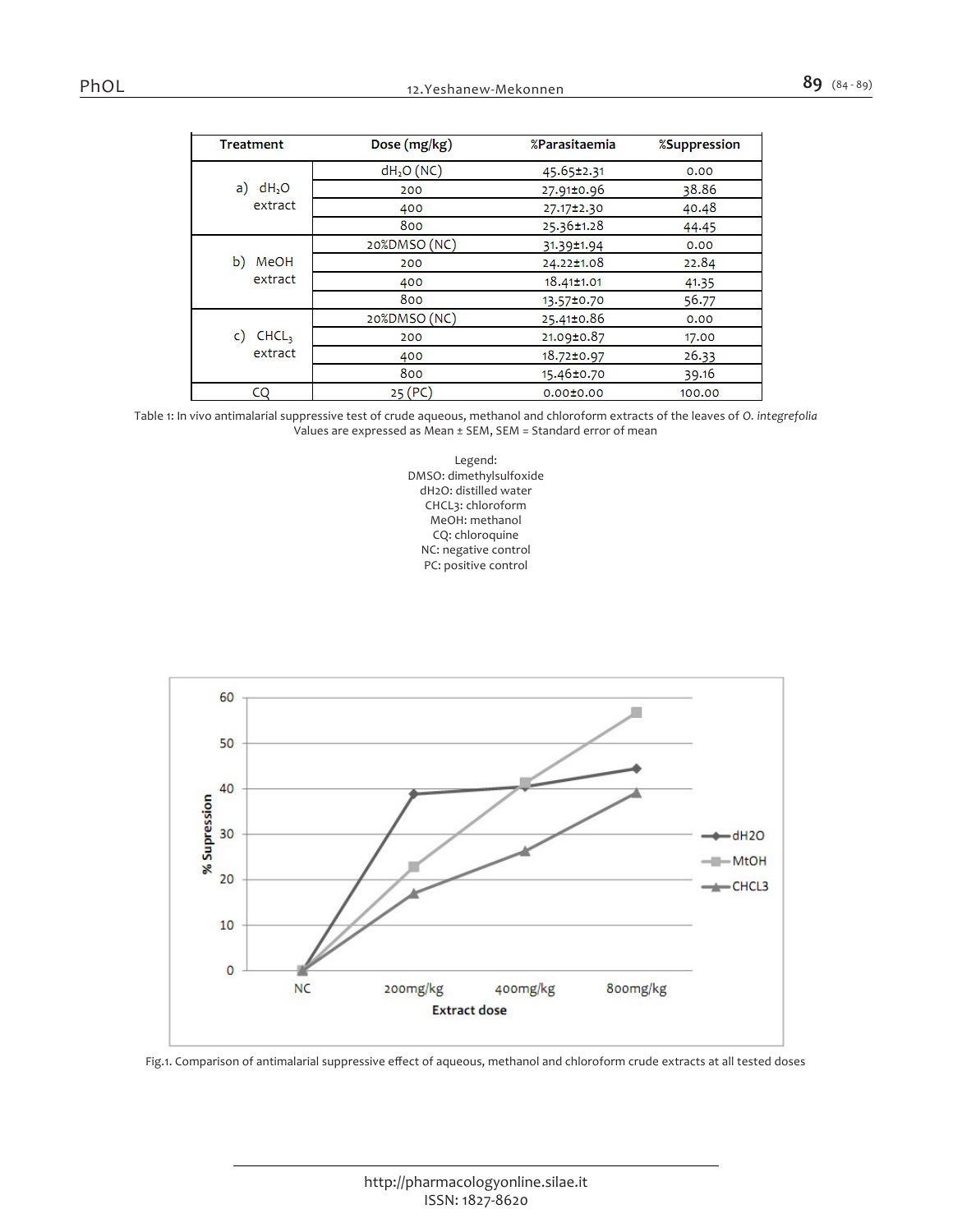| Treatment | Dose (mg/kg) | %Parasitaemia | %Suppression |
|---|---|---|---|
| a) $dH_2O$ extract | $dH_2O$ (NC) | 45.65±2.31 | 0.00 |
| | 200 | 27.91±0.96 | 38.86 |
| | 400 | 27.17±2.30 | 40.48 |
| | 800 | 25.36±1.28 | 44.45 |
| b) MeOH extract | 20%DMSO (NC) | 31.39±1.94 | 0.00 |
| | 200 | 24.22±1.08 | 22.84 |
| | 400 | 18.41±1.01 | 41.35 |
| | 800 | 13.57±0.70 | 56.77 |
| c) $CHCL_3$ extract | 20%DMSO (NC) | 25.41±0.86 | 0.00 |
| | 200 | 21.09±0.87 | 17.00 |
| | 400 | 18.72±0.97 | 26.33 |
| | 800 | 15.46±0.70 | 39.16 |
| CQ | 25 (PC) | 0.00±0.00 | 100.00 |

Table 1: In vivo antimalarial suppressive test of crude aqueous, methanol and chloroform extracts of the leaves of *O. integrefolia*
Values are expressed as Mean ± SEM, SEM = Standard error of mean

Legend:
DMSO: dimethylsulfoxide
dH2O: distilled water
CHCL3: chloroform
MeOH: methanol
CQ: chloroquine
NC: negative control
PC: positive control

60
50
40
30
20
10
0
% Supression
NC
200mg/kg
400mg/kg
800mg/kg
Extract dose
dH2O
MtOH
CHCL3

Fig.1. Comparison of antimalarial suppressive effect of aqueous, methanol and chloroform crude extracts at all tested doses